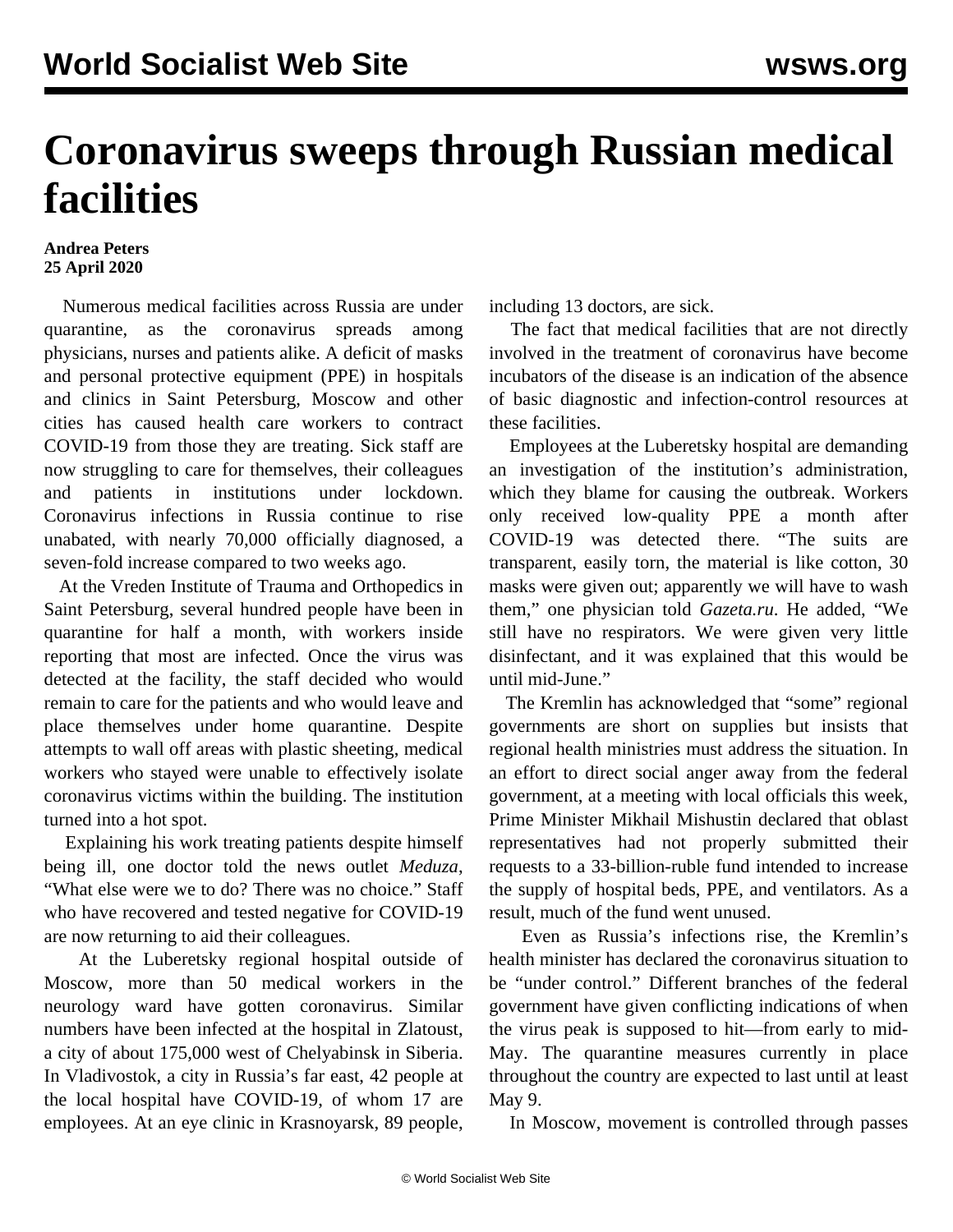# Coronavirus sweeps through Russian medical facilities

**Andrea Peters**
**25 April 2020**

Numerous medical facilities across Russia are under quarantine, as the coronavirus spreads among physicians, nurses and patients alike. A deficit of masks and personal protective equipment (PPE) in hospitals and clinics in Saint Petersburg, Moscow and other cities has caused health care workers to contract COVID-19 from those they are treating. Sick staff are now struggling to care for themselves, their colleagues and patients in institutions under lockdown. Coronavirus infections in Russia continue to rise unabated, with nearly 70,000 officially diagnosed, a seven-fold increase compared to two weeks ago.

At the Vreden Institute of Trauma and Orthopedics in Saint Petersburg, several hundred people have been in quarantine for half a month, with workers inside reporting that most are infected. Once the virus was detected at the facility, the staff decided who would remain to care for the patients and who would leave and place themselves under home quarantine. Despite attempts to wall off areas with plastic sheeting, medical workers who stayed were unable to effectively isolate coronavirus victims within the building. The institution turned into a hot spot.

Explaining his work treating patients despite himself being ill, one doctor told the news outlet *Meduza*, "What else were we to do? There was no choice." Staff who have recovered and tested negative for COVID-19 are now returning to aid their colleagues.

At the Luberetsky regional hospital outside of Moscow, more than 50 medical workers in the neurology ward have gotten coronavirus. Similar numbers have been infected at the hospital in Zlatoust, a city of about 175,000 west of Chelyabinsk in Siberia. In Vladivostok, a city in Russia's far east, 42 people at the local hospital have COVID-19, of whom 17 are employees. At an eye clinic in Krasnoyarsk, 89 people, including 13 doctors, are sick.

The fact that medical facilities that are not directly involved in the treatment of coronavirus have become incubators of the disease is an indication of the absence of basic diagnostic and infection-control resources at these facilities.

Employees at the Luberetsky hospital are demanding an investigation of the institution's administration, which they blame for causing the outbreak. Workers only received low-quality PPE a month after COVID-19 was detected there. "The suits are transparent, easily torn, the material is like cotton, 30 masks were given out; apparently we will have to wash them," one physician told *Gazeta.ru*. He added, "We still have no respirators. We were given very little disinfectant, and it was explained that this would be until mid-June."

The Kremlin has acknowledged that "some" regional governments are short on supplies but insists that regional health ministries must address the situation. In an effort to direct social anger away from the federal government, at a meeting with local officials this week, Prime Minister Mikhail Mishustin declared that oblast representatives had not properly submitted their requests to a 33-billion-ruble fund intended to increase the supply of hospital beds, PPE, and ventilators. As a result, much of the fund went unused.

Even as Russia's infections rise, the Kremlin's health minister has declared the coronavirus situation to be "under control." Different branches of the federal government have given conflicting indications of when the virus peak is supposed to hit—from early to mid-May. The quarantine measures currently in place throughout the country are expected to last until at least May 9.

In Moscow, movement is controlled through passes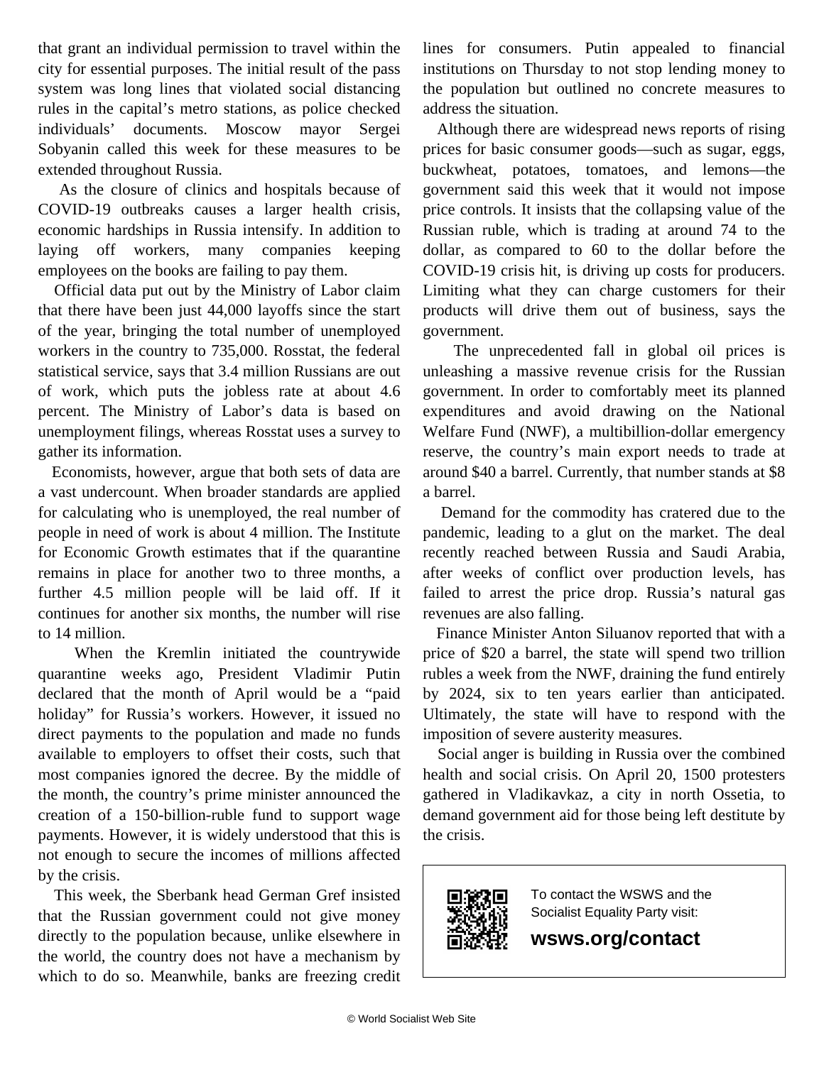that grant an individual permission to travel within the city for essential purposes. The initial result of the pass system was long lines that violated social distancing rules in the capital's metro stations, as police checked individuals' documents. Moscow mayor Sergei Sobyanin called this week for these measures to be extended throughout Russia.

As the closure of clinics and hospitals because of COVID-19 outbreaks causes a larger health crisis, economic hardships in Russia intensify. In addition to laying off workers, many companies keeping employees on the books are failing to pay them.

Official data put out by the Ministry of Labor claim that there have been just 44,000 layoffs since the start of the year, bringing the total number of unemployed workers in the country to 735,000. Rosstat, the federal statistical service, says that 3.4 million Russians are out of work, which puts the jobless rate at about 4.6 percent. The Ministry of Labor's data is based on unemployment filings, whereas Rosstat uses a survey to gather its information.

Economists, however, argue that both sets of data are a vast undercount. When broader standards are applied for calculating who is unemployed, the real number of people in need of work is about 4 million. The Institute for Economic Growth estimates that if the quarantine remains in place for another two to three months, a further 4.5 million people will be laid off. If it continues for another six months, the number will rise to 14 million.

When the Kremlin initiated the countrywide quarantine weeks ago, President Vladimir Putin declared that the month of April would be a "paid holiday" for Russia's workers. However, it issued no direct payments to the population and made no funds available to employers to offset their costs, such that most companies ignored the decree. By the middle of the month, the country's prime minister announced the creation of a 150-billion-ruble fund to support wage payments. However, it is widely understood that this is not enough to secure the incomes of millions affected by the crisis.

This week, the Sberbank head German Gref insisted that the Russian government could not give money directly to the population because, unlike elsewhere in the world, the country does not have a mechanism by which to do so. Meanwhile, banks are freezing credit lines for consumers. Putin appealed to financial institutions on Thursday to not stop lending money to the population but outlined no concrete measures to address the situation.

Although there are widespread news reports of rising prices for basic consumer goods—such as sugar, eggs, buckwheat, potatoes, tomatoes, and lemons—the government said this week that it would not impose price controls. It insists that the collapsing value of the Russian ruble, which is trading at around 74 to the dollar, as compared to 60 to the dollar before the COVID-19 crisis hit, is driving up costs for producers. Limiting what they can charge customers for their products will drive them out of business, says the government.

The unprecedented fall in global oil prices is unleashing a massive revenue crisis for the Russian government. In order to comfortably meet its planned expenditures and avoid drawing on the National Welfare Fund (NWF), a multibillion-dollar emergency reserve, the country's main export needs to trade at around $40 a barrel. Currently, that number stands at $8 a barrel.

Demand for the commodity has cratered due to the pandemic, leading to a glut on the market. The deal recently reached between Russia and Saudi Arabia, after weeks of conflict over production levels, has failed to arrest the price drop. Russia's natural gas revenues are also falling.

Finance Minister Anton Siluanov reported that with a price of $20 a barrel, the state will spend two trillion rubles a week from the NWF, draining the fund entirely by 2024, six to ten years earlier than anticipated. Ultimately, the state will have to respond with the imposition of severe austerity measures.

Social anger is building in Russia over the combined health and social crisis. On April 20, 1500 protesters gathered in Vladikavkaz, a city in north Ossetia, to demand government aid for those being left destitute by the crisis.

To contact the WSWS and the Socialist Equality Party visit:

**wsws.org/contact**